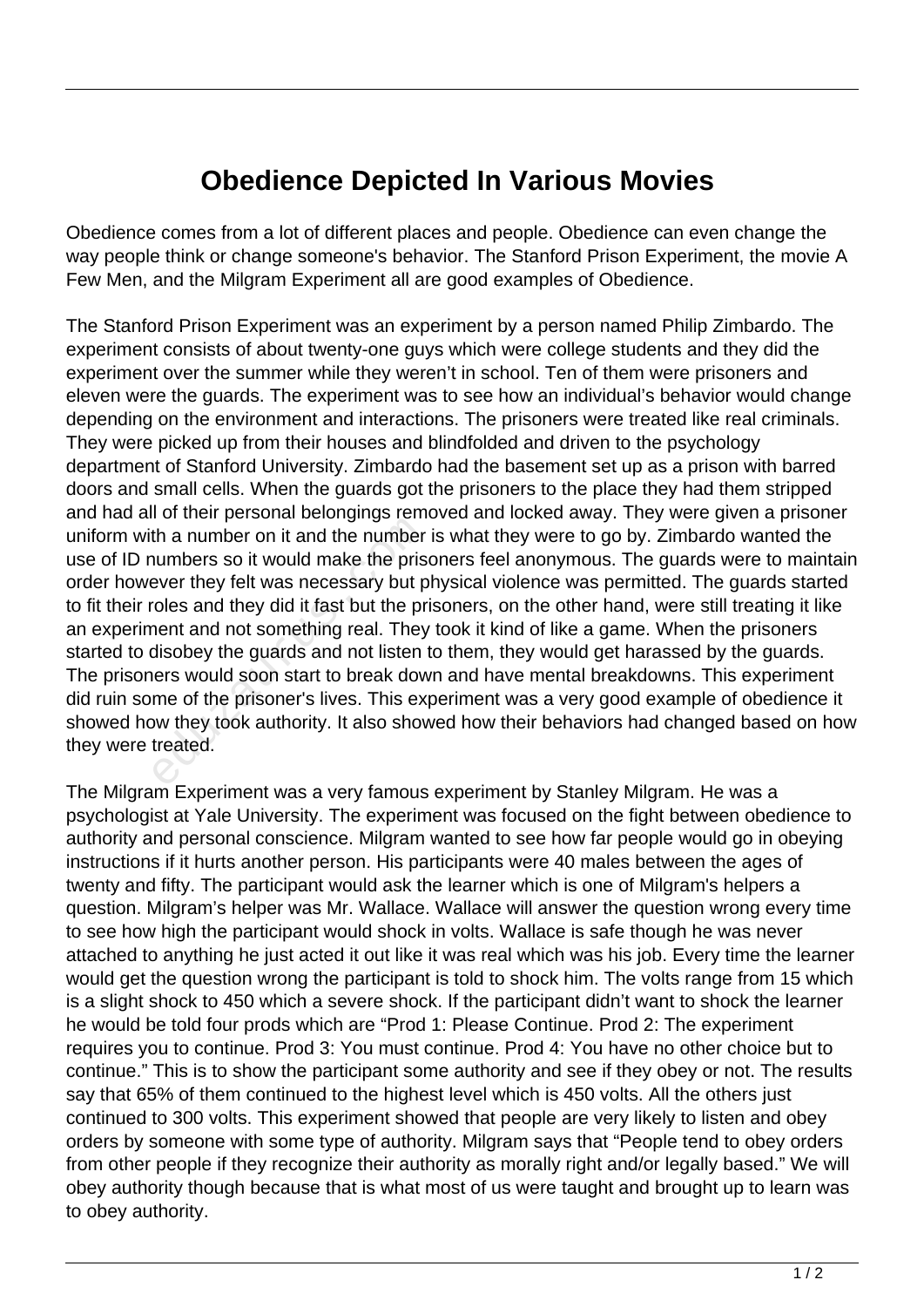# Obedience Depicted In Various Movies

Obedience comes from a lot of different places and people. Obedience can even change the way people think or change someone's behavior. The Stanford Prison Experiment, the movie A Few Men, and the Milgram Experiment all are good examples of Obedience.

The Stanford Prison Experiment was an experiment by a person named Philip Zimbardo. The experiment consists of about twenty-one guys which were college students and they did the experiment over the summer while they weren't in school. Ten of them were prisoners and eleven were the guards. The experiment was to see how an individual's behavior would change depending on the environment and interactions. The prisoners were treated like real criminals. They were picked up from their houses and blindfolded and driven to the psychology department of Stanford University. Zimbardo had the basement set up as a prison with barred doors and small cells. When the guards got the prisoners to the place they had them stripped and had all of their personal belongings removed and locked away. They were given a prisoner uniform with a number on it and the number is what they were to go by. Zimbardo wanted the use of ID numbers so it would make the prisoners feel anonymous. The guards were to maintain order however they felt was necessary but physical violence was permitted. The guards started to fit their roles and they did it fast but the prisoners, on the other hand, were still treating it like an experiment and not something real. They took it kind of like a game. When the prisoners started to disobey the guards and not listen to them, they would get harassed by the guards. The prisoners would soon start to break down and have mental breakdowns. This experiment did ruin some of the prisoner's lives. This experiment was a very good example of obedience it showed how they took authority. It also showed how their behaviors had changed based on how they were treated.

The Milgram Experiment was a very famous experiment by Stanley Milgram. He was a psychologist at Yale University. The experiment was focused on the fight between obedience to authority and personal conscience. Milgram wanted to see how far people would go in obeying instructions if it hurts another person. His participants were 40 males between the ages of twenty and fifty. The participant would ask the learner which is one of Milgram's helpers a question. Milgram's helper was Mr. Wallace. Wallace will answer the question wrong every time to see how high the participant would shock in volts. Wallace is safe though he was never attached to anything he just acted it out like it was real which was his job. Every time the learner would get the question wrong the participant is told to shock him. The volts range from 15 which is a slight shock to 450 which a severe shock. If the participant didn't want to shock the learner he would be told four prods which are "Prod 1: Please Continue. Prod 2: The experiment requires you to continue. Prod 3: You must continue. Prod 4: You have no other choice but to continue." This is to show the participant some authority and see if they obey or not. The results say that 65% of them continued to the highest level which is 450 volts. All the others just continued to 300 volts. This experiment showed that people are very likely to listen and obey orders by someone with some type of authority. Milgram says that "People tend to obey orders from other people if they recognize their authority as morally right and/or legally based." We will obey authority though because that is what most of us were taught and brought up to learn was to obey authority.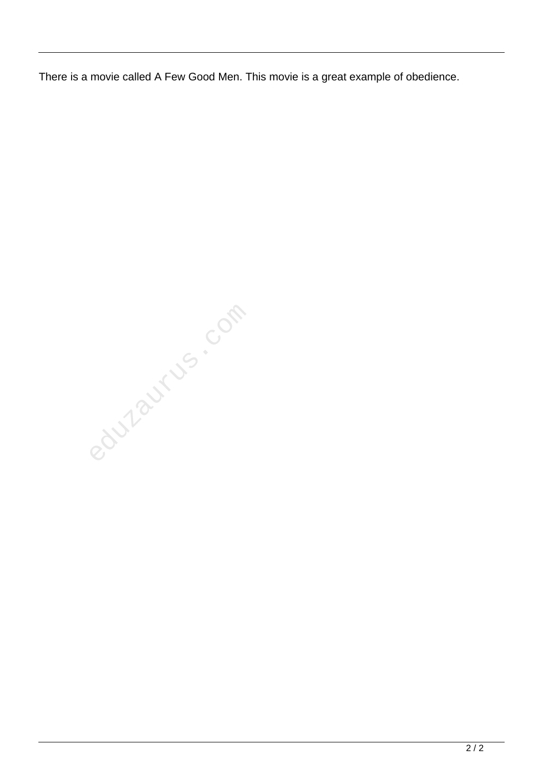There is a movie called A Few Good Men. This movie is a great example of obedience.